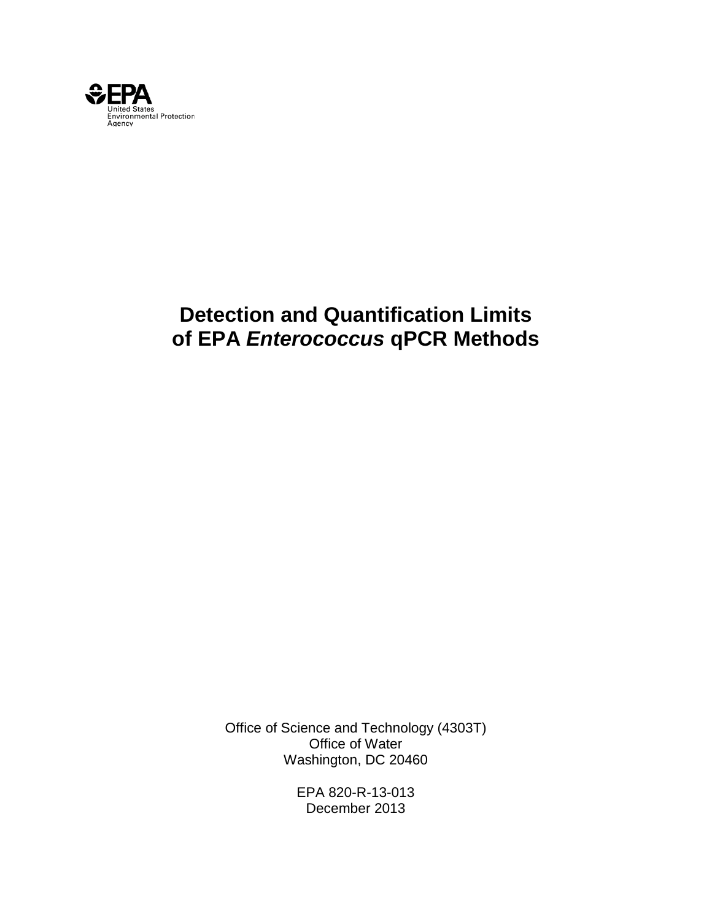United States Environmental Protection Agency

# Detection and Quantification Limits of EPA *Enterococcus* qPCR Methods

Office of Science and Technology (4303T)
Office of Water
Washington, DC 20460

EPA 820-R-13-013
December 2013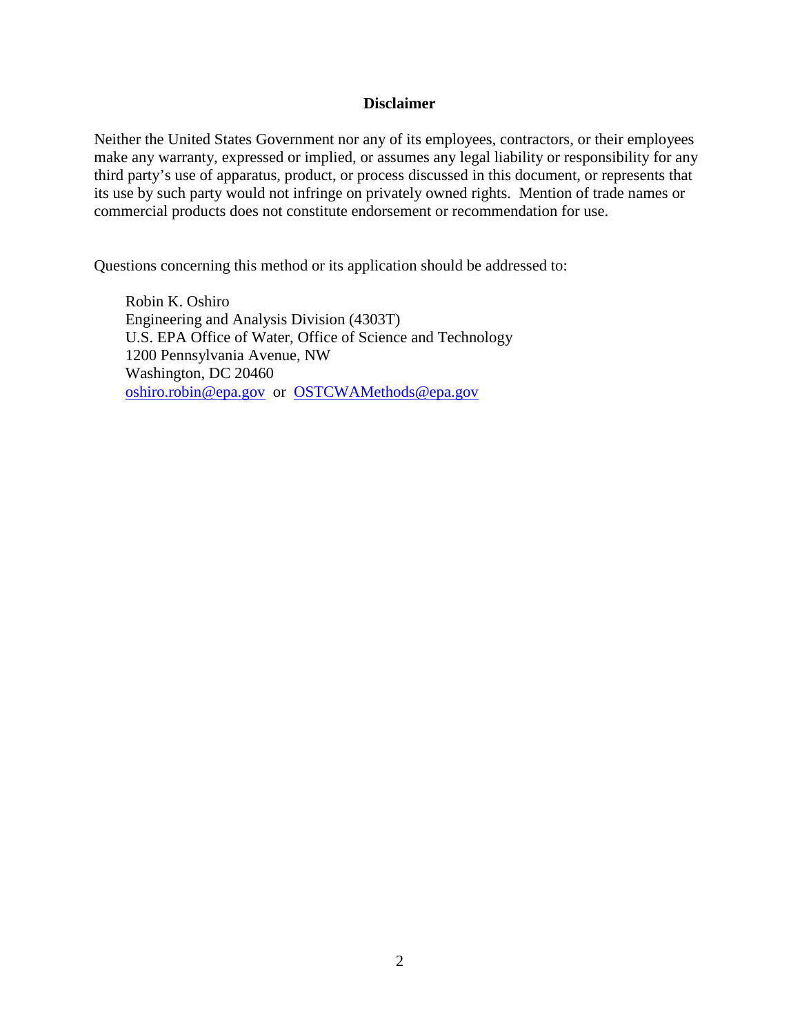## Disclaimer

Neither the United States Government nor any of its employees, contractors, or their employees make any warranty, expressed or implied, or assumes any legal liability or responsibility for any third party's use of apparatus, product, or process discussed in this document, or represents that its use by such party would not infringe on privately owned rights. Mention of trade names or commercial products does not constitute endorsement or recommendation for use.

Questions concerning this method or its application should be addressed to:

Robin K. Oshiro
Engineering and Analysis Division (4303T)
U.S. EPA Office of Water, Office of Science and Technology
1200 Pennsylvania Avenue, NW
Washington, DC 20460
oshiro.robin@epa.gov or OSTCWAMethods@epa.gov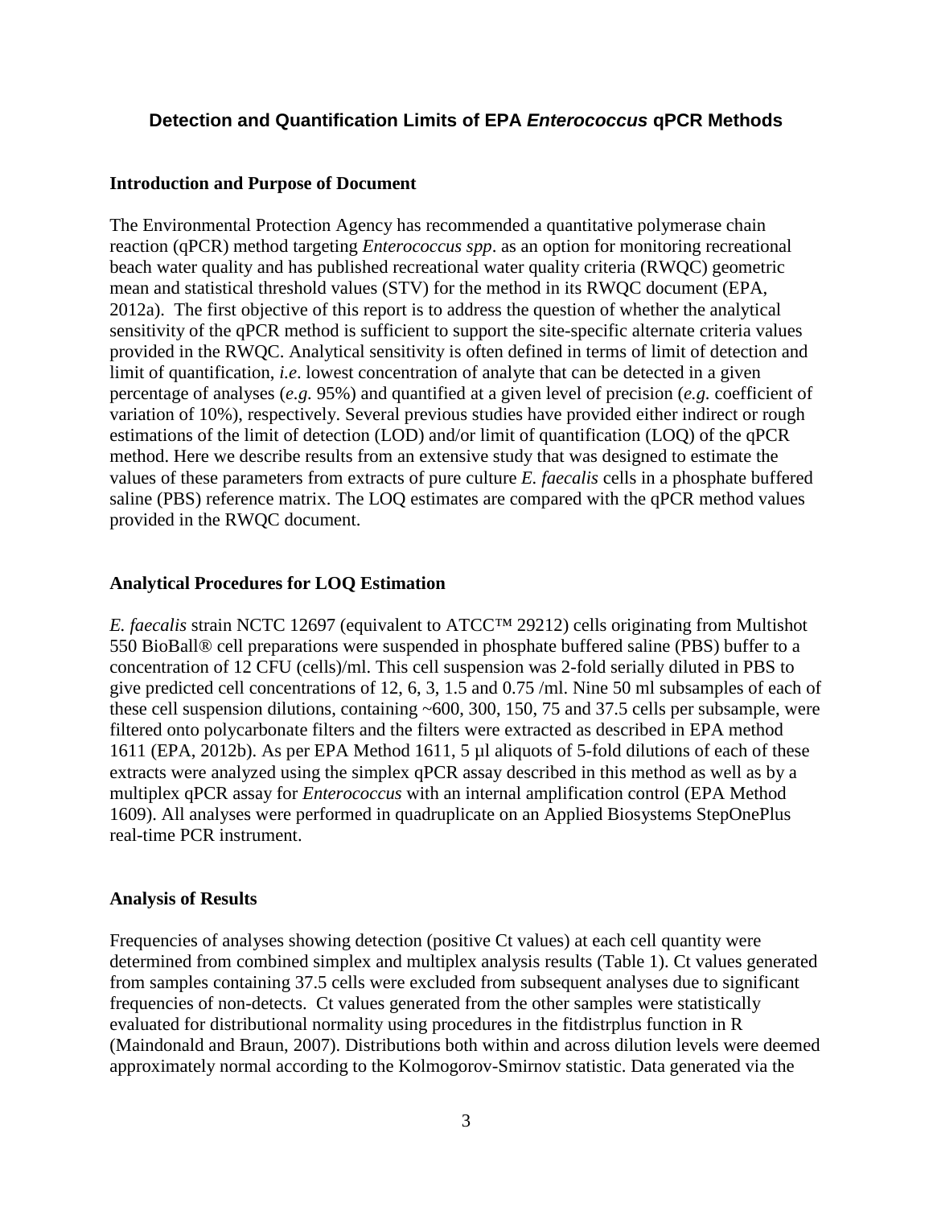## Detection and Quantification Limits of EPA *Enterococcus* qPCR Methods

### Introduction and Purpose of Document

The Environmental Protection Agency has recommended a quantitative polymerase chain reaction (qPCR) method targeting *Enterococcus spp*. as an option for monitoring recreational beach water quality and has published recreational water quality criteria (RWQC) geometric mean and statistical threshold values (STV) for the method in its RWQC document (EPA, 2012a). The first objective of this report is to address the question of whether the analytical sensitivity of the qPCR method is sufficient to support the site-specific alternate criteria values provided in the RWQC. Analytical sensitivity is often defined in terms of limit of detection and limit of quantification, *i.e*. lowest concentration of analyte that can be detected in a given percentage of analyses (*e.g.* 95%) and quantified at a given level of precision (*e.g.* coefficient of variation of 10%), respectively. Several previous studies have provided either indirect or rough estimations of the limit of detection (LOD) and/or limit of quantification (LOQ) of the qPCR method. Here we describe results from an extensive study that was designed to estimate the values of these parameters from extracts of pure culture *E. faecalis* cells in a phosphate buffered saline (PBS) reference matrix. The LOQ estimates are compared with the qPCR method values provided in the RWQC document.

### Analytical Procedures for LOQ Estimation

*E. faecalis* strain NCTC 12697 (equivalent to ATCC™ 29212) cells originating from Multishot 550 BioBall® cell preparations were suspended in phosphate buffered saline (PBS) buffer to a concentration of 12 CFU (cells)/ml. This cell suspension was 2-fold serially diluted in PBS to give predicted cell concentrations of 12, 6, 3, 1.5 and 0.75 /ml. Nine 50 ml subsamples of each of these cell suspension dilutions, containing ~600, 300, 150, 75 and 37.5 cells per subsample, were filtered onto polycarbonate filters and the filters were extracted as described in EPA method 1611 (EPA, 2012b). As per EPA Method 1611, 5 µl aliquots of 5-fold dilutions of each of these extracts were analyzed using the simplex qPCR assay described in this method as well as by a multiplex qPCR assay for *Enterococcus* with an internal amplification control (EPA Method 1609). All analyses were performed in quadruplicate on an Applied Biosystems StepOnePlus real-time PCR instrument.

### Analysis of Results

Frequencies of analyses showing detection (positive Ct values) at each cell quantity were determined from combined simplex and multiplex analysis results (Table 1). Ct values generated from samples containing 37.5 cells were excluded from subsequent analyses due to significant frequencies of non-detects. Ct values generated from the other samples were statistically evaluated for distributional normality using procedures in the fitdistrplus function in R (Maindonald and Braun, 2007). Distributions both within and across dilution levels were deemed approximately normal according to the Kolmogorov-Smirnov statistic. Data generated via the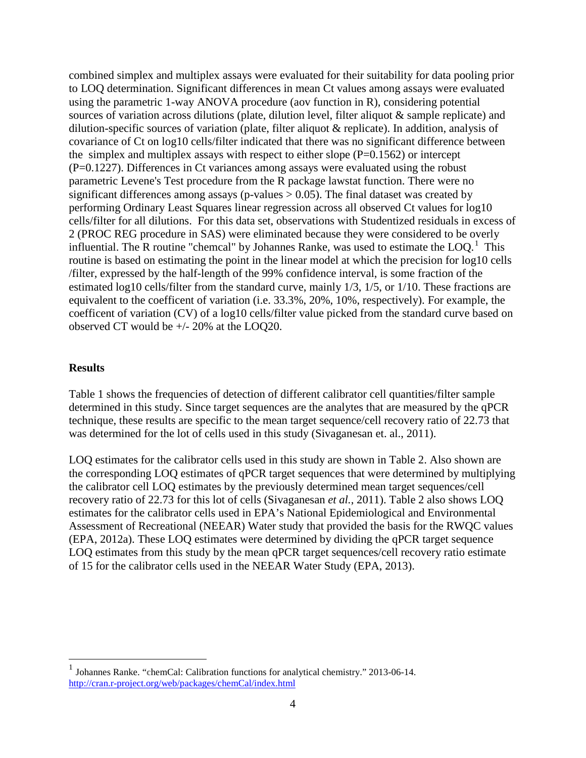combined simplex and multiplex assays were evaluated for their suitability for data pooling prior to LOQ determination. Significant differences in mean Ct values among assays were evaluated using the parametric 1-way ANOVA procedure (aov function in R), considering potential sources of variation across dilutions (plate, dilution level, filter aliquot & sample replicate) and dilution-specific sources of variation (plate, filter aliquot & replicate). In addition, analysis of covariance of Ct on log10 cells/filter indicated that there was no significant difference between the simplex and multiplex assays with respect to either slope ($P=0.1562$) or intercept ($P=0.1227$). Differences in Ct variances among assays were evaluated using the robust parametric Levene's Test procedure from the R package lawstat function. There were no significant differences among assays (p-values $> 0.05$). The final dataset was created by performing Ordinary Least Squares linear regression across all observed Ct values for log10 cells/filter for all dilutions. For this data set, observations with Studentized residuals in excess of 2 (PROC REG procedure in SAS) were eliminated because they were considered to be overly influential. The R routine "chemcal" by Johannes Ranke, was used to estimate the LOQ.[1] This routine is based on estimating the point in the linear model at which the precision for log10 cells /filter, expressed by the half-length of the 99% confidence interval, is some fraction of the estimated log10 cells/filter from the standard curve, mainly 1/3, 1/5, or 1/10. These fractions are equivalent to the coefficent of variation (i.e. 33.3%, 20%, 10%, respectively). For example, the coefficent of variation (CV) of a log10 cells/filter value picked from the standard curve based on observed CT would be +/- 20% at the LOQ20.

## Results

Table 1 shows the frequencies of detection of different calibrator cell quantities/filter sample determined in this study. Since target sequences are the analytes that are measured by the qPCR technique, these results are specific to the mean target sequence/cell recovery ratio of 22.73 that was determined for the lot of cells used in this study (Sivaganesan et. al., 2011).

LOQ estimates for the calibrator cells used in this study are shown in Table 2. Also shown are the corresponding LOQ estimates of qPCR target sequences that were determined by multiplying the calibrator cell LOQ estimates by the previously determined mean target sequences/cell recovery ratio of 22.73 for this lot of cells (Sivaganesan *et al.*, 2011). Table 2 also shows LOQ estimates for the calibrator cells used in EPA's National Epidemiological and Environmental Assessment of Recreational (NEEAR) Water study that provided the basis for the RWQC values (EPA, 2012a). These LOQ estimates were determined by dividing the qPCR target sequence LOQ estimates from this study by the mean qPCR target sequences/cell recovery ratio estimate of 15 for the calibrator cells used in the NEEAR Water Study (EPA, 2013).

---

[1] Johannes Ranke. "chemCal: Calibration functions for analytical chemistry." 2013-06-14. http://cran.r-project.org/web/packages/chemCal/index.html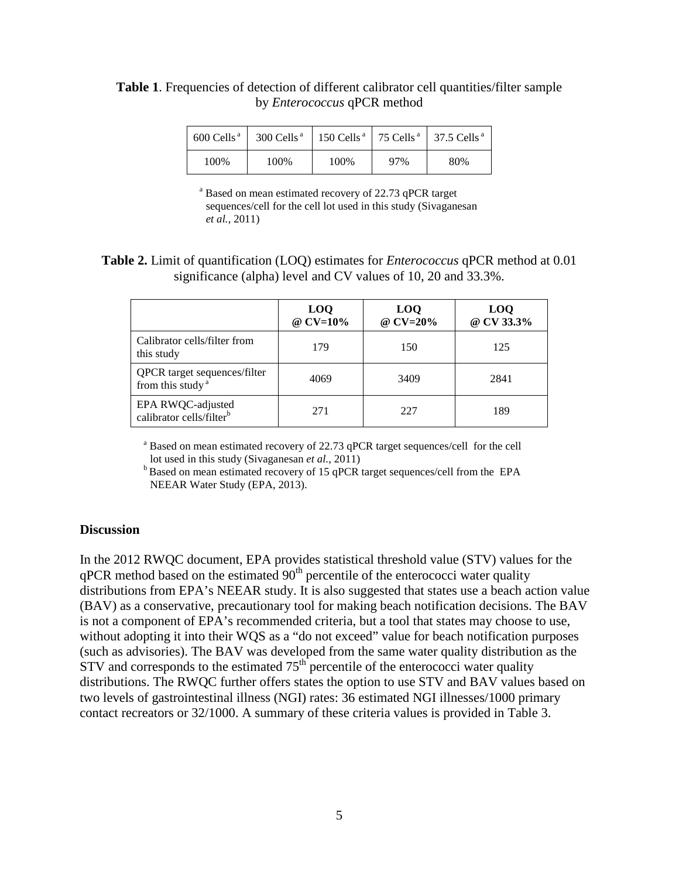**Table 1**. Frequencies of detection of different calibrator cell quantities/filter sample by *Enterococcus* qPCR method

| 600 Cells [a] | 300 Cells [a] | 150 Cells [a] | 75 Cells [a] | 37.5 Cells [a] |
|---|---|---|---|---|
| 100% | 100% | 100% | 97% | 80% |

[a] Based on mean estimated recovery of 22.73 qPCR target sequences/cell for the cell lot used in this study (Sivaganesan *et al.*, 2011)

**Table 2.** Limit of quantification (LOQ) estimates for *Enterococcus* qPCR method at 0.01 significance (alpha) level and CV values of 10, 20 and 33.3%.

| | **LOQ @ CV=10%** | **LOQ @ CV=20%** | **LOQ @ CV 33.3%** |
|---|---|---|---|
| Calibrator cells/filter from this study | 179 | 150 | 125 |
| QPCR target sequences/filter from this study [a] | 4069 | 3409 | 2841 |
| EPA RWQC-adjusted calibrator cells/filter[b] | 271 | 227 | 189 |

[a] Based on mean estimated recovery of 22.73 qPCR target sequences/cell for the cell lot used in this study (Sivaganesan *et al.*, 2011)
[b] Based on mean estimated recovery of 15 qPCR target sequences/cell from the EPA NEEAR Water Study (EPA, 2013).

## Discussion

In the 2012 RWQC document, EPA provides statistical threshold value (STV) values for the qPCR method based on the estimated 90th percentile of the enterococci water quality distributions from EPA's NEEAR study. It is also suggested that states use a beach action value (BAV) as a conservative, precautionary tool for making beach notification decisions. The BAV is not a component of EPA's recommended criteria, but a tool that states may choose to use, without adopting it into their WQS as a "do not exceed" value for beach notification purposes (such as advisories). The BAV was developed from the same water quality distribution as the STV and corresponds to the estimated 75th percentile of the enterococci water quality distributions. The RWQC further offers states the option to use STV and BAV values based on two levels of gastrointestinal illness (NGI) rates: 36 estimated NGI illnesses/1000 primary contact recreators or 32/1000. A summary of these criteria values is provided in Table 3.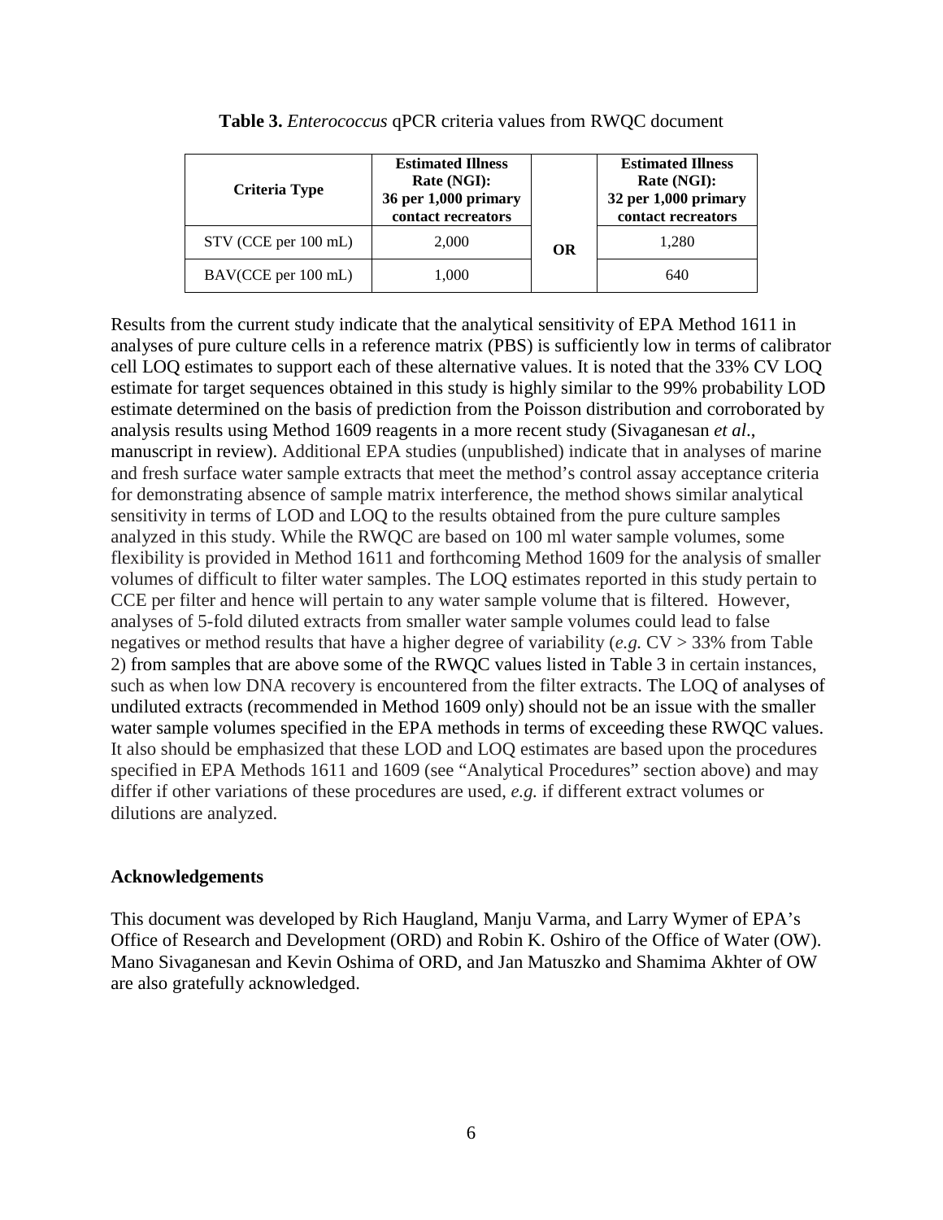**Table 3.** *Enterococcus* qPCR criteria values from RWQC document

| Criteria Type | Estimated Illness Rate (NGI): 36 per 1,000 primary contact recreators | | Estimated Illness Rate (NGI): 32 per 1,000 primary contact recreators |
|---|---|---|---|
| STV (CCE per 100 mL) | 2,000 | OR | 1,280 |
| BAV(CCE per 100 mL) | 1,000 | | 640 |

Results from the current study indicate that the analytical sensitivity of EPA Method 1611 in analyses of pure culture cells in a reference matrix (PBS) is sufficiently low in terms of calibrator cell LOQ estimates to support each of these alternative values. It is noted that the 33% CV LOQ estimate for target sequences obtained in this study is highly similar to the 99% probability LOD estimate determined on the basis of prediction from the Poisson distribution and corroborated by analysis results using Method 1609 reagents in a more recent study (Sivaganesan *et al*., manuscript in review). Additional EPA studies (unpublished) indicate that in analyses of marine and fresh surface water sample extracts that meet the method's control assay acceptance criteria for demonstrating absence of sample matrix interference, the method shows similar analytical sensitivity in terms of LOD and LOQ to the results obtained from the pure culture samples analyzed in this study. While the RWQC are based on 100 ml water sample volumes, some flexibility is provided in Method 1611 and forthcoming Method 1609 for the analysis of smaller volumes of difficult to filter water samples. The LOQ estimates reported in this study pertain to CCE per filter and hence will pertain to any water sample volume that is filtered. However, analyses of 5-fold diluted extracts from smaller water sample volumes could lead to false negatives or method results that have a higher degree of variability (*e.g.* CV > 33% from Table 2) from samples that are above some of the RWQC values listed in Table 3 in certain instances, such as when low DNA recovery is encountered from the filter extracts. The LOQ of analyses of undiluted extracts (recommended in Method 1609 only) should not be an issue with the smaller water sample volumes specified in the EPA methods in terms of exceeding these RWQC values. It also should be emphasized that these LOD and LOQ estimates are based upon the procedures specified in EPA Methods 1611 and 1609 (see "Analytical Procedures" section above) and may differ if other variations of these procedures are used, *e.g.* if different extract volumes or dilutions are analyzed.

## Acknowledgements

This document was developed by Rich Haugland, Manju Varma, and Larry Wymer of EPA's Office of Research and Development (ORD) and Robin K. Oshiro of the Office of Water (OW). Mano Sivaganesan and Kevin Oshima of ORD, and Jan Matuszko and Shamima Akhter of OW are also gratefully acknowledged.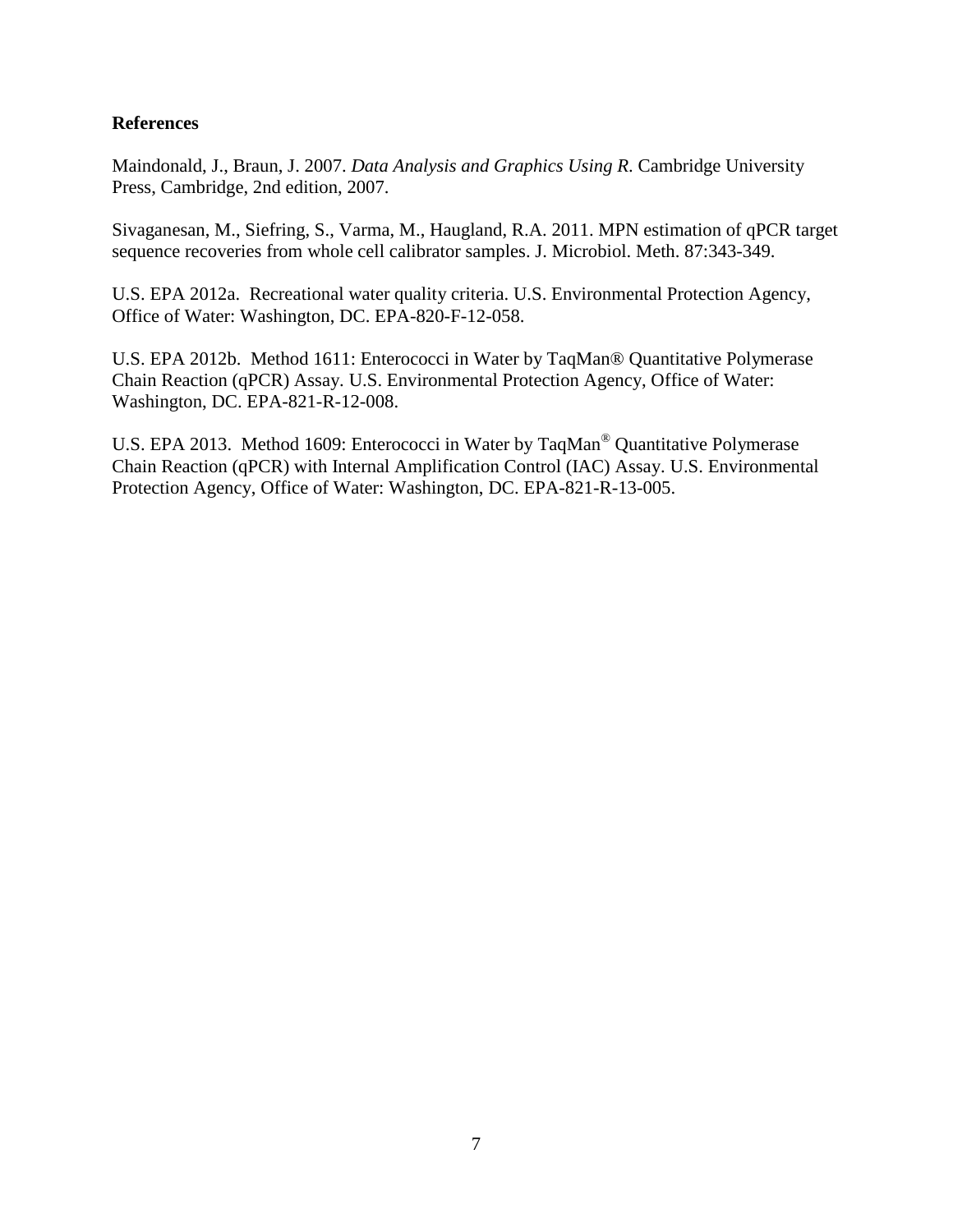**References**

Maindonald, J., Braun, J. 2007. *Data Analysis and Graphics Using R.* Cambridge University Press, Cambridge, 2nd edition, 2007.

Sivaganesan, M., Siefring, S., Varma, M., Haugland, R.A. 2011. MPN estimation of qPCR target sequence recoveries from whole cell calibrator samples. J. Microbiol. Meth. 87:343-349.

U.S. EPA 2012a. Recreational water quality criteria. U.S. Environmental Protection Agency, Office of Water: Washington, DC. EPA-820-F-12-058.

U.S. EPA 2012b. Method 1611: Enterococci in Water by TaqMan® Quantitative Polymerase Chain Reaction (qPCR) Assay. U.S. Environmental Protection Agency, Office of Water: Washington, DC. EPA-821-R-12-008.

U.S. EPA 2013. Method 1609: Enterococci in Water by TaqMan® Quantitative Polymerase Chain Reaction (qPCR) with Internal Amplification Control (IAC) Assay. U.S. Environmental Protection Agency, Office of Water: Washington, DC. EPA-821-R-13-005.